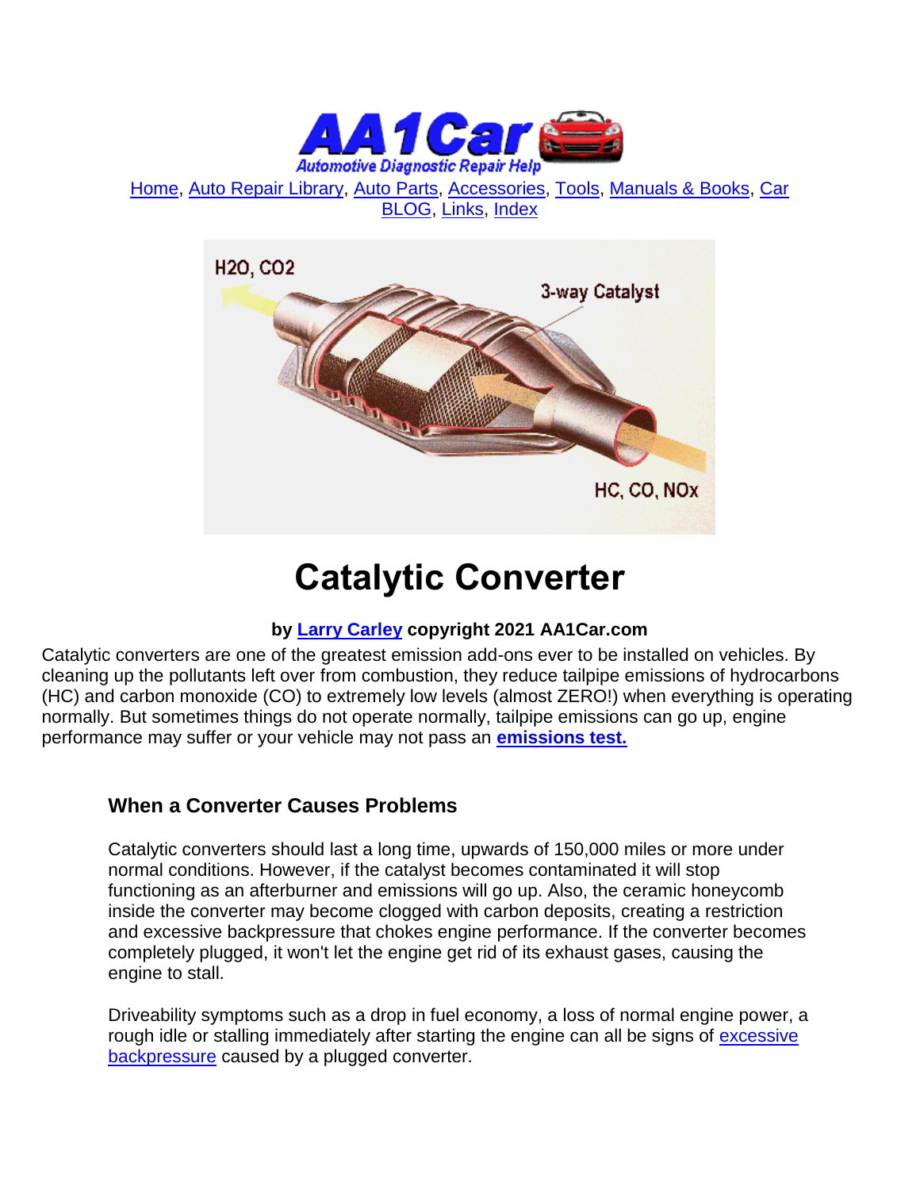Home, Auto Repair Library, Auto Parts, Accessories, Tools, Manuals & Books, Car BLOG, Links, Index

# Catalytic Converter

**by Larry Carley copyright 2021 AA1Car.com**

Catalytic converters are one of the greatest emission add-ons ever to be installed on vehicles. By cleaning up the pollutants left over from combustion, they reduce tailpipe emissions of hydrocarbons (HC) and carbon monoxide (CO) to extremely low levels (almost ZERO!) when everything is operating normally. But sometimes things do not operate normally, tailpipe emissions can go up, engine performance may suffer or your vehicle may not pass an **emissions test.**

### When a Converter Causes Problems

Catalytic converters should last a long time, upwards of 150,000 miles or more under normal conditions. However, if the catalyst becomes contaminated it will stop functioning as an afterburner and emissions will go up. Also, the ceramic honeycomb inside the converter may become clogged with carbon deposits, creating a restriction and excessive backpressure that chokes engine performance. If the converter becomes completely plugged, it won't let the engine get rid of its exhaust gases, causing the engine to stall.

Driveability symptoms such as a drop in fuel economy, a loss of normal engine power, a rough idle or stalling immediately after starting the engine can all be signs of excessive backpressure caused by a plugged converter.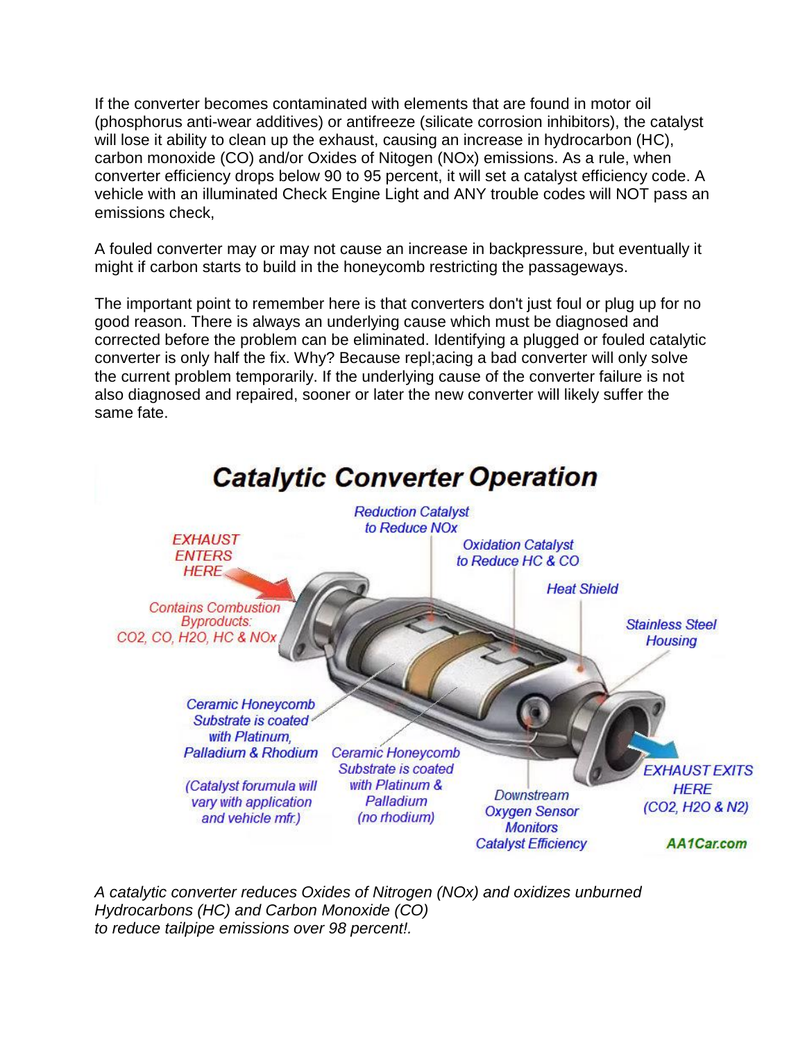If the converter becomes contaminated with elements that are found in motor oil (phosphorus anti-wear additives) or antifreeze (silicate corrosion inhibitors), the catalyst will lose it ability to clean up the exhaust, causing an increase in hydrocarbon (HC), carbon monoxide (CO) and/or Oxides of Nitogen (NOx) emissions. As a rule, when converter efficiency drops below 90 to 95 percent, it will set a catalyst efficiency code. A vehicle with an illuminated Check Engine Light and ANY trouble codes will NOT pass an emissions check,

A fouled converter may or may not cause an increase in backpressure, but eventually it might if carbon starts to build in the honeycomb restricting the passageways.

The important point to remember here is that converters don't just foul or plug up for no good reason. There is always an underlying cause which must be diagnosed and corrected before the problem can be eliminated. Identifying a plugged or fouled catalytic converter is only half the fix. Why? Because repl;acing a bad converter will only solve the current problem temporarily. If the underlying cause of the converter failure is not also diagnosed and repaired, sooner or later the new converter will likely suffer the same fate.

## Catalytic Converter Operation

*A catalytic converter reduces Oxides of Nitrogen (NOx) and oxidizes unburned Hydrocarbons (HC) and Carbon Monoxide (CO) to reduce tailpipe emissions over 98 percent!.*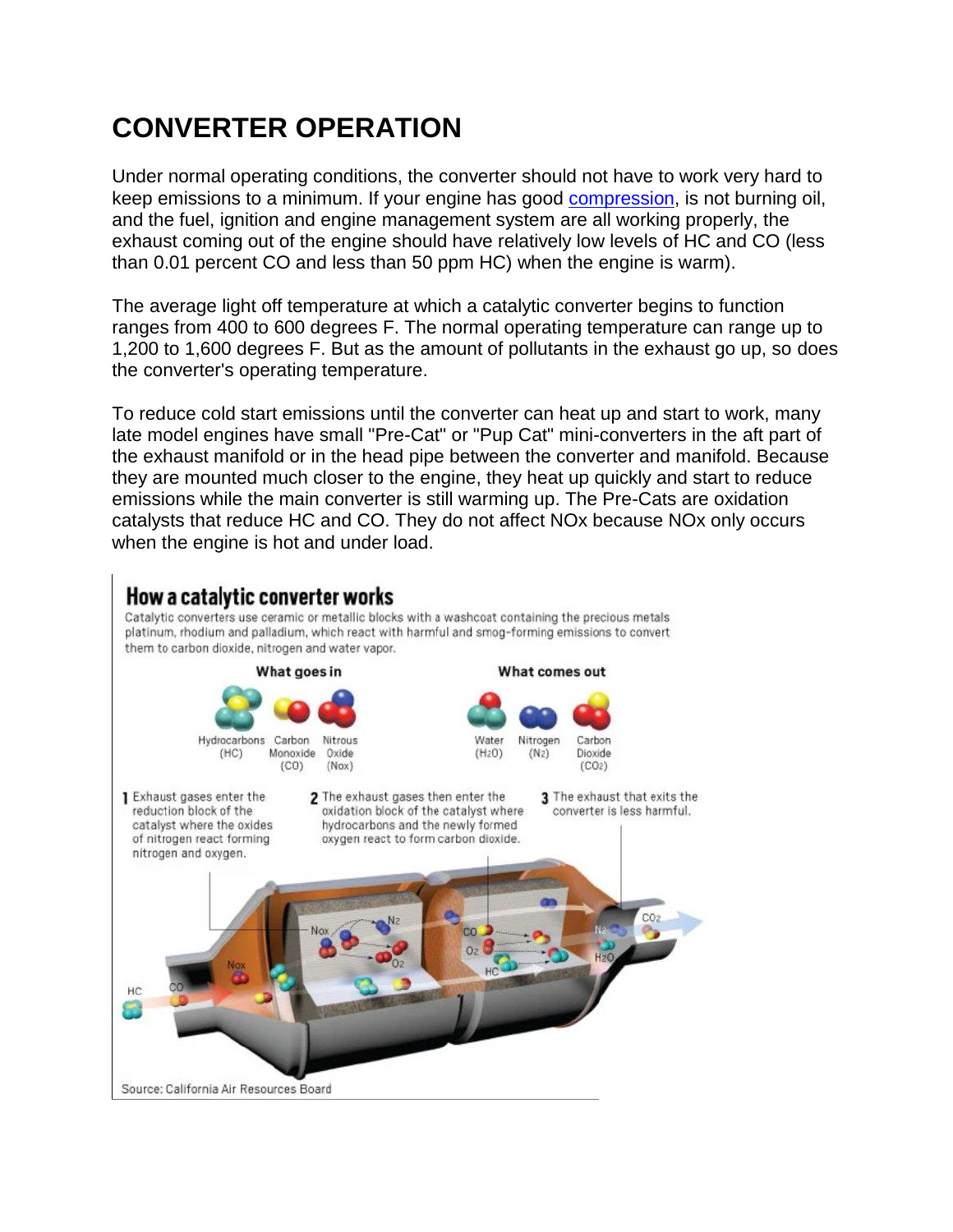# CONVERTER OPERATION

Under normal operating conditions, the converter should not have to work very hard to keep emissions to a minimum. If your engine has good compression, is not burning oil, and the fuel, ignition and engine management system are all working properly, the exhaust coming out of the engine should have relatively low levels of HC and CO (less than 0.01 percent CO and less than 50 ppm HC) when the engine is warm).

The average light off temperature at which a catalytic converter begins to function ranges from 400 to 600 degrees F. The normal operating temperature can range up to 1,200 to 1,600 degrees F. But as the amount of pollutants in the exhaust go up, so does the converter's operating temperature.

To reduce cold start emissions until the converter can heat up and start to work, many late model engines have small "Pre-Cat" or "Pup Cat" mini-converters in the aft part of the exhaust manifold or in the head pipe between the converter and manifold. Because they are mounted much closer to the engine, they heat up quickly and start to reduce emissions while the main converter is still warming up. The Pre-Cats are oxidation catalysts that reduce HC and CO. They do not affect NOx because NOx only occurs when the engine is hot and under load.

## How a catalytic converter works

Catalytic converters use ceramic or metallic blocks with a washcoat containing the precious metals platinum, rhodium and palladium, which react with harmful and smog-forming emissions to convert them to carbon dioxide, nitrogen and water vapor.

**What goes in:** Hydrocarbons (HC), Carbon Monoxide (CO), Nitrous Oxide (Nox)

**What comes out:** Water ($H_2O$), Nitrogen ($N_2$), Carbon Dioxide ($CO_2$)

1. Exhaust gases enter the reduction block of the catalyst where the oxides of nitrogen react forming nitrogen and oxygen.
2. The exhaust gases then enter the oxidation block of the catalyst where hydrocarbons and the newly formed oxygen react to form carbon dioxide.
3. The exhaust that exits the converter is less harmful.

Source: California Air Resources Board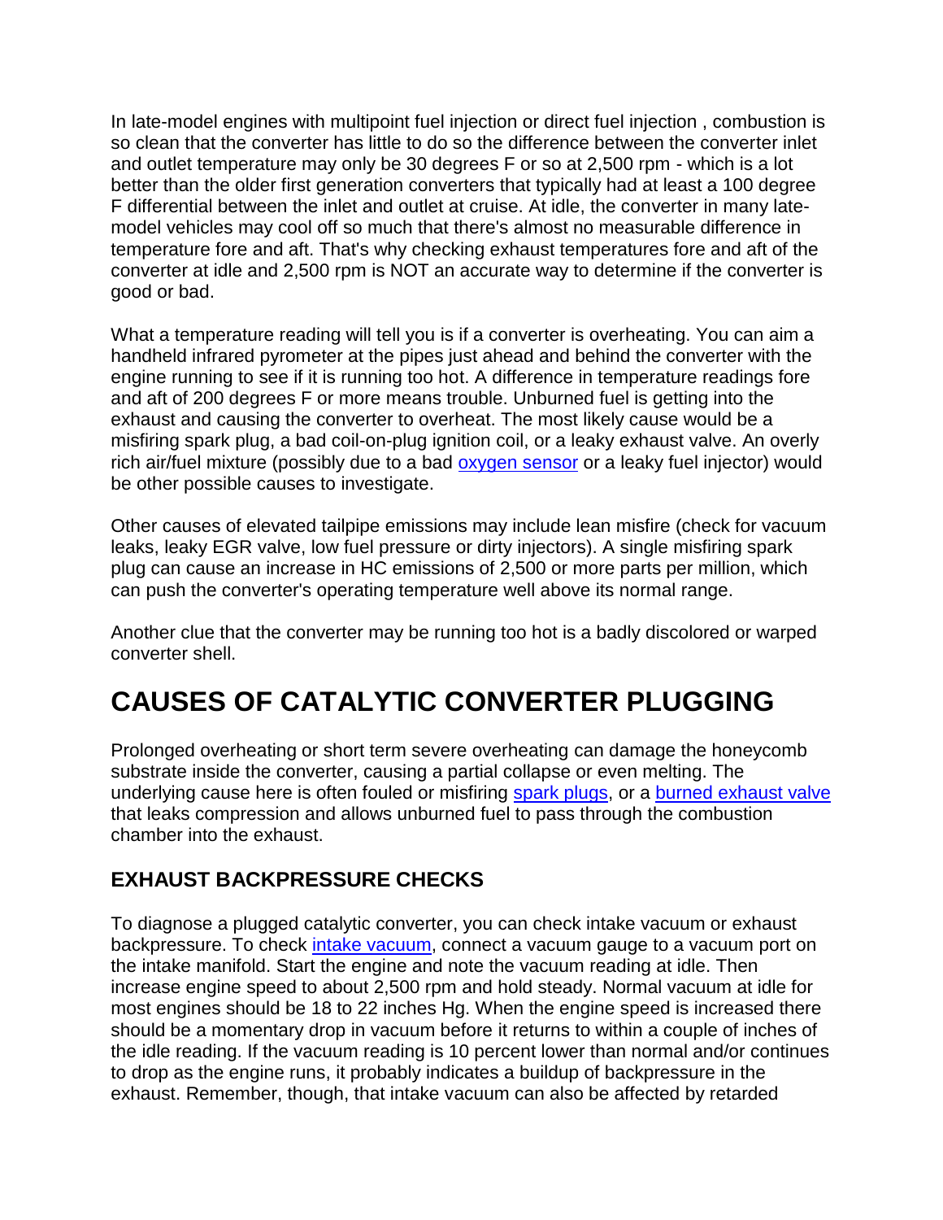In late-model engines with multipoint fuel injection or direct fuel injection , combustion is so clean that the converter has little to do so the difference between the converter inlet and outlet temperature may only be 30 degrees F or so at 2,500 rpm - which is a lot better than the older first generation converters that typically had at least a 100 degree F differential between the inlet and outlet at cruise. At idle, the converter in many late-model vehicles may cool off so much that there's almost no measurable difference in temperature fore and aft. That's why checking exhaust temperatures fore and aft of the converter at idle and 2,500 rpm is NOT an accurate way to determine if the converter is good or bad.

What a temperature reading will tell you is if a converter is overheating. You can aim a handheld infrared pyrometer at the pipes just ahead and behind the converter with the engine running to see if it is running too hot. A difference in temperature readings fore and aft of 200 degrees F or more means trouble. Unburned fuel is getting into the exhaust and causing the converter to overheat. The most likely cause would be a misfiring spark plug, a bad coil-on-plug ignition coil, or a leaky exhaust valve. An overly rich air/fuel mixture (possibly due to a bad oxygen sensor or a leaky fuel injector) would be other possible causes to investigate.

Other causes of elevated tailpipe emissions may include lean misfire (check for vacuum leaks, leaky EGR valve, low fuel pressure or dirty injectors). A single misfiring spark plug can cause an increase in HC emissions of 2,500 or more parts per million, which can push the converter's operating temperature well above its normal range.

Another clue that the converter may be running too hot is a badly discolored or warped converter shell.

# CAUSES OF CATALYTIC CONVERTER PLUGGING

Prolonged overheating or short term severe overheating can damage the honeycomb substrate inside the converter, causing a partial collapse or even melting. The underlying cause here is often fouled or misfiring spark plugs, or a burned exhaust valve that leaks compression and allows unburned fuel to pass through the combustion chamber into the exhaust.

## EXHAUST BACKPRESSURE CHECKS

To diagnose a plugged catalytic converter, you can check intake vacuum or exhaust backpressure. To check intake vacuum, connect a vacuum gauge to a vacuum port on the intake manifold. Start the engine and note the vacuum reading at idle. Then increase engine speed to about 2,500 rpm and hold steady. Normal vacuum at idle for most engines should be 18 to 22 inches Hg. When the engine speed is increased there should be a momentary drop in vacuum before it returns to within a couple of inches of the idle reading. If the vacuum reading is 10 percent lower than normal and/or continues to drop as the engine runs, it probably indicates a buildup of backpressure in the exhaust. Remember, though, that intake vacuum can also be affected by retarded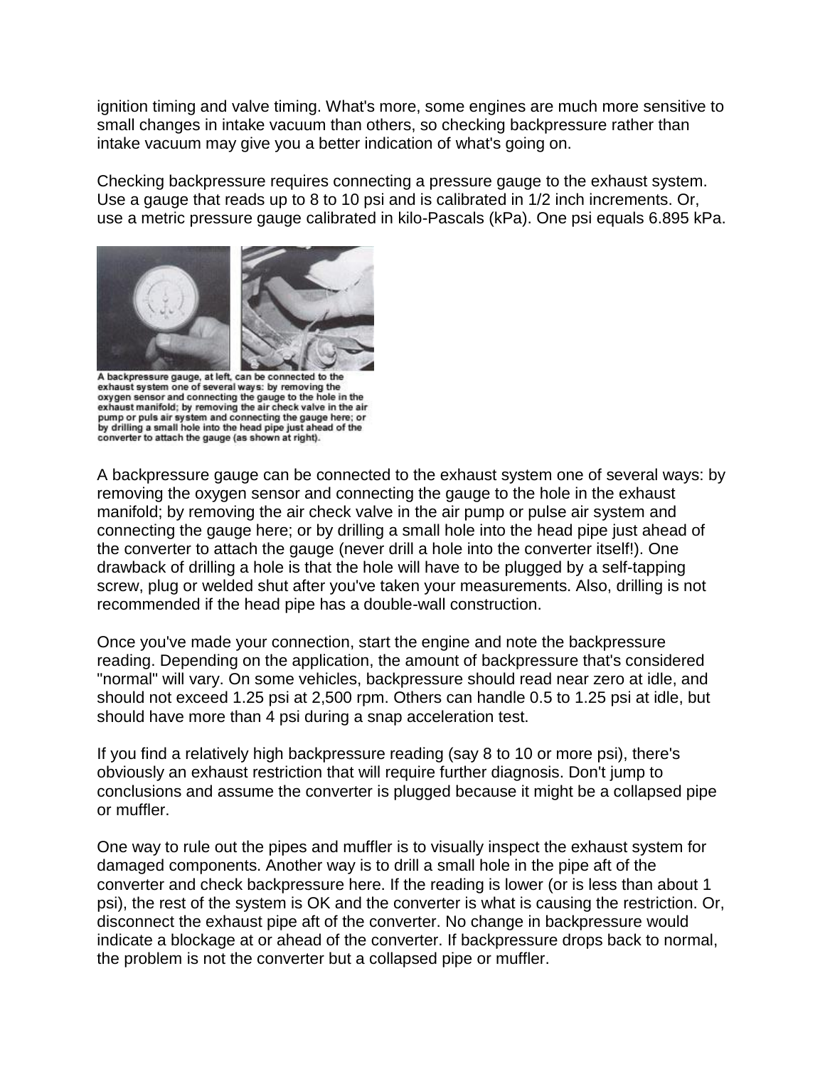ignition timing and valve timing. What's more, some engines are much more sensitive to small changes in intake vacuum than others, so checking backpressure rather than intake vacuum may give you a better indication of what's going on.

Checking backpressure requires connecting a pressure gauge to the exhaust system. Use a gauge that reads up to 8 to 10 psi and is calibrated in 1/2 inch increments. Or, use a metric pressure gauge calibrated in kilo-Pascals (kPa). One psi equals 6.895 kPa.

A backpressure gauge, at left, can be connected to the exhaust system one of several ways: by removing the oxygen sensor and connecting the gauge to the hole in the exhaust manifold; by removing the air check valve in the air pump or puls air system and connecting the gauge here; or by drilling a small hole into the head pipe just ahead of the converter to attach the gauge (as shown at right).

A backpressure gauge can be connected to the exhaust system one of several ways: by removing the oxygen sensor and connecting the gauge to the hole in the exhaust manifold; by removing the air check valve in the air pump or pulse air system and connecting the gauge here; or by drilling a small hole into the head pipe just ahead of the converter to attach the gauge (never drill a hole into the converter itself!). One drawback of drilling a hole is that the hole will have to be plugged by a self-tapping screw, plug or welded shut after you've taken your measurements. Also, drilling is not recommended if the head pipe has a double-wall construction.

Once you've made your connection, start the engine and note the backpressure reading. Depending on the application, the amount of backpressure that's considered "normal" will vary. On some vehicles, backpressure should read near zero at idle, and should not exceed 1.25 psi at 2,500 rpm. Others can handle 0.5 to 1.25 psi at idle, but should have more than 4 psi during a snap acceleration test.

If you find a relatively high backpressure reading (say 8 to 10 or more psi), there's obviously an exhaust restriction that will require further diagnosis. Don't jump to conclusions and assume the converter is plugged because it might be a collapsed pipe or muffler.

One way to rule out the pipes and muffler is to visually inspect the exhaust system for damaged components. Another way is to drill a small hole in the pipe aft of the converter and check backpressure here. If the reading is lower (or is less than about 1 psi), the rest of the system is OK and the converter is what is causing the restriction. Or, disconnect the exhaust pipe aft of the converter. No change in backpressure would indicate a blockage at or ahead of the converter. If backpressure drops back to normal, the problem is not the converter but a collapsed pipe or muffler.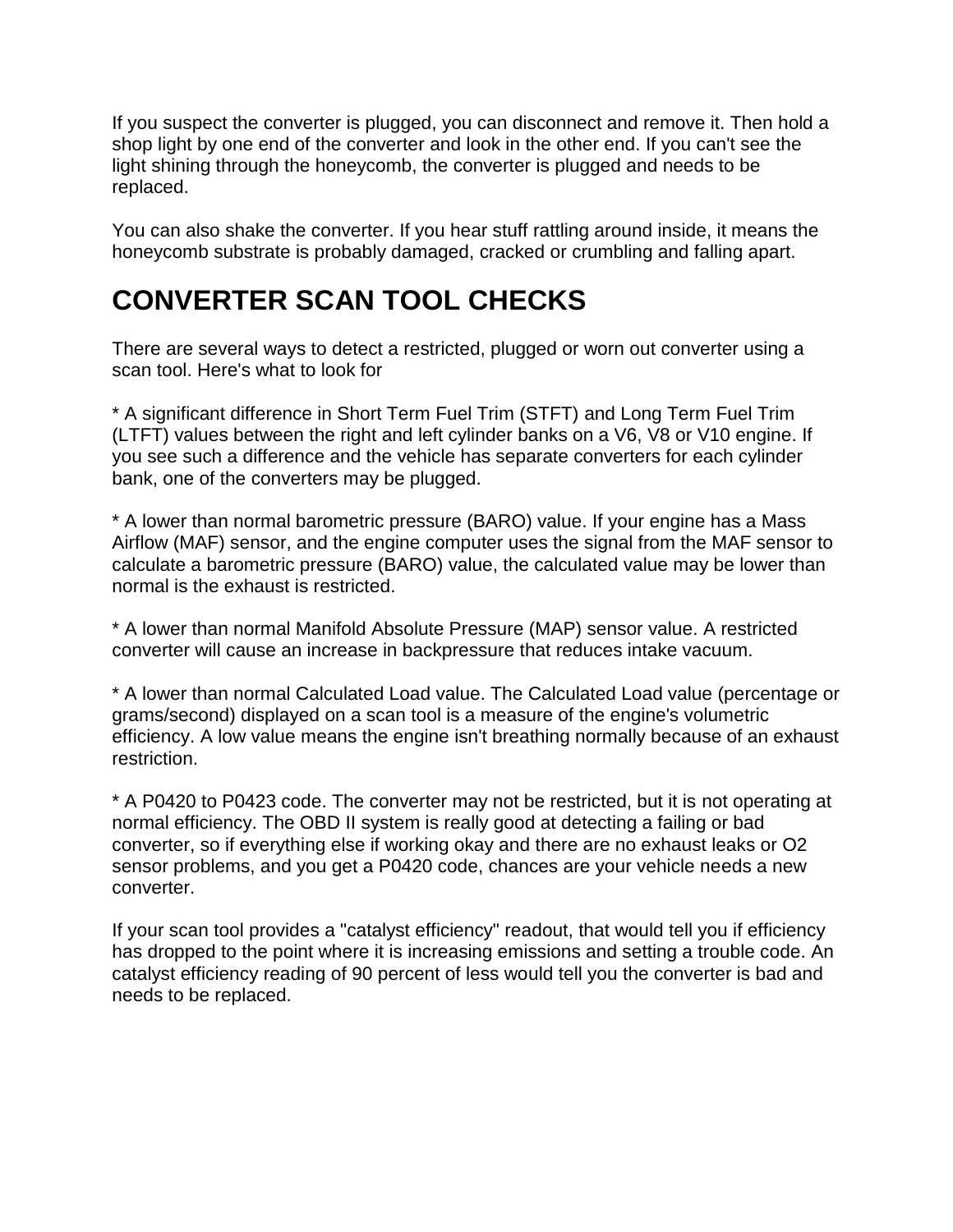If you suspect the converter is plugged, you can disconnect and remove it. Then hold a shop light by one end of the converter and look in the other end. If you can't see the light shining through the honeycomb, the converter is plugged and needs to be replaced.

You can also shake the converter. If you hear stuff rattling around inside, it means the honeycomb substrate is probably damaged, cracked or crumbling and falling apart.

## CONVERTER SCAN TOOL CHECKS

There are several ways to detect a restricted, plugged or worn out converter using a scan tool. Here's what to look for

* A significant difference in Short Term Fuel Trim (STFT) and Long Term Fuel Trim (LTFT) values between the right and left cylinder banks on a V6, V8 or V10 engine. If you see such a difference and the vehicle has separate converters for each cylinder bank, one of the converters may be plugged.

* A lower than normal barometric pressure (BARO) value. If your engine has a Mass Airflow (MAF) sensor, and the engine computer uses the signal from the MAF sensor to calculate a barometric pressure (BARO) value, the calculated value may be lower than normal is the exhaust is restricted.

* A lower than normal Manifold Absolute Pressure (MAP) sensor value. A restricted converter will cause an increase in backpressure that reduces intake vacuum.

* A lower than normal Calculated Load value. The Calculated Load value (percentage or grams/second) displayed on a scan tool is a measure of the engine's volumetric efficiency. A low value means the engine isn't breathing normally because of an exhaust restriction.

* A P0420 to P0423 code. The converter may not be restricted, but it is not operating at normal efficiency. The OBD II system is really good at detecting a failing or bad converter, so if everything else if working okay and there are no exhaust leaks or O2 sensor problems, and you get a P0420 code, chances are your vehicle needs a new converter.

If your scan tool provides a "catalyst efficiency" readout, that would tell you if efficiency has dropped to the point where it is increasing emissions and setting a trouble code. An catalyst efficiency reading of 90 percent of less would tell you the converter is bad and needs to be replaced.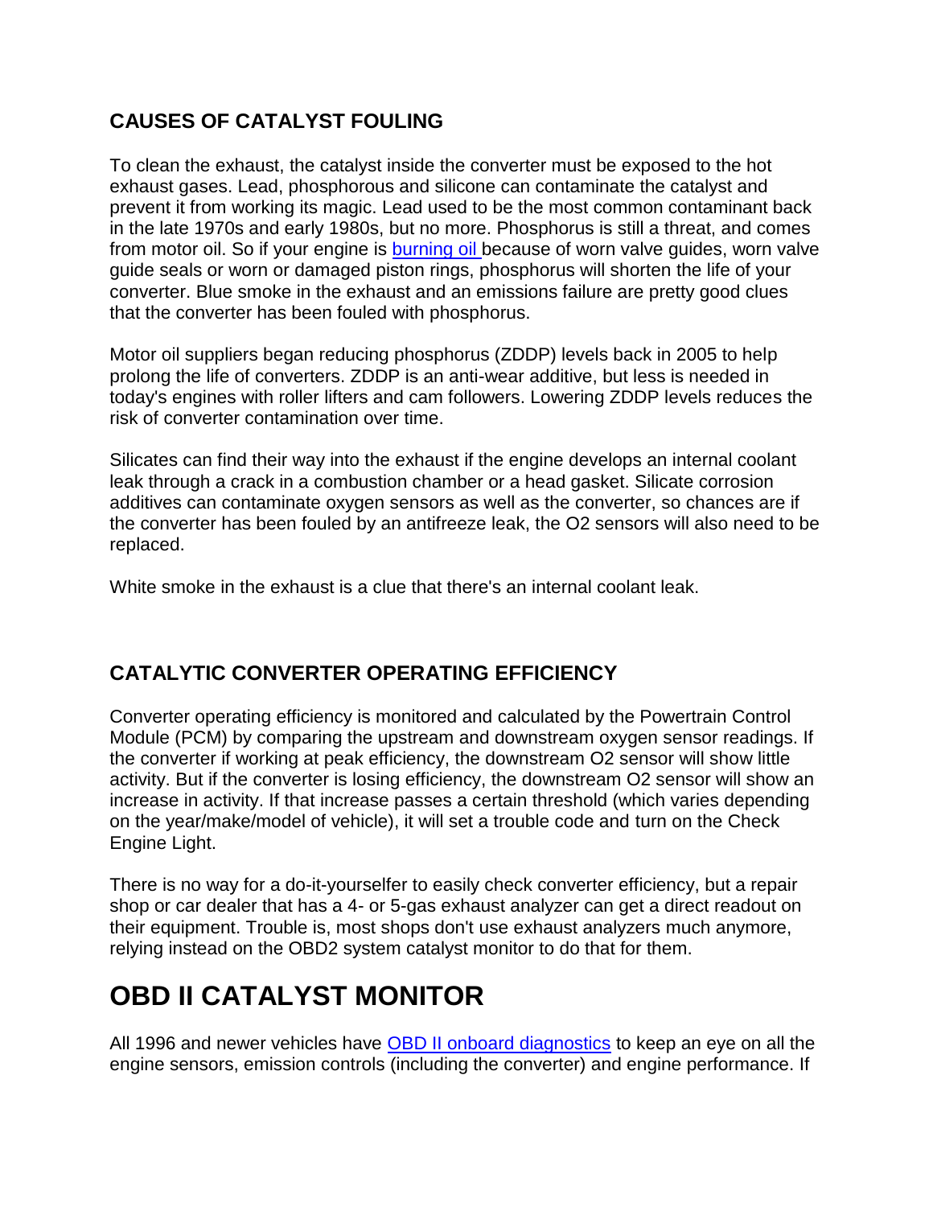## CAUSES OF CATALYST FOULING

To clean the exhaust, the catalyst inside the converter must be exposed to the hot exhaust gases. Lead, phosphorous and silicone can contaminate the catalyst and prevent it from working its magic. Lead used to be the most common contaminant back in the late 1970s and early 1980s, but no more. Phosphorus is still a threat, and comes from motor oil. So if your engine is [burning oil ]because of worn valve guides, worn valve guide seals or worn or damaged piston rings, phosphorus will shorten the life of your converter. Blue smoke in the exhaust and an emissions failure are pretty good clues that the converter has been fouled with phosphorus.

Motor oil suppliers began reducing phosphorus (ZDDP) levels back in 2005 to help prolong the life of converters. ZDDP is an anti-wear additive, but less is needed in today's engines with roller lifters and cam followers. Lowering ZDDP levels reduces the risk of converter contamination over time.

Silicates can find their way into the exhaust if the engine develops an internal coolant leak through a crack in a combustion chamber or a head gasket. Silicate corrosion additives can contaminate oxygen sensors as well as the converter, so chances are if the converter has been fouled by an antifreeze leak, the O2 sensors will also need to be replaced.

White smoke in the exhaust is a clue that there's an internal coolant leak.

## CATALYTIC CONVERTER OPERATING EFFICIENCY

Converter operating efficiency is monitored and calculated by the Powertrain Control Module (PCM) by comparing the upstream and downstream oxygen sensor readings. If the converter if working at peak efficiency, the downstream O2 sensor will show little activity. But if the converter is losing efficiency, the downstream O2 sensor will show an increase in activity. If that increase passes a certain threshold (which varies depending on the year/make/model of vehicle), it will set a trouble code and turn on the Check Engine Light.

There is no way for a do-it-yourselfer to easily check converter efficiency, but a repair shop or car dealer that has a 4- or 5-gas exhaust analyzer can get a direct readout on their equipment. Trouble is, most shops don't use exhaust analyzers much anymore, relying instead on the OBD2 system catalyst monitor to do that for them.

# OBD II CATALYST MONITOR

All 1996 and newer vehicles have OBD II onboard diagnostics to keep an eye on all the engine sensors, emission controls (including the converter) and engine performance. If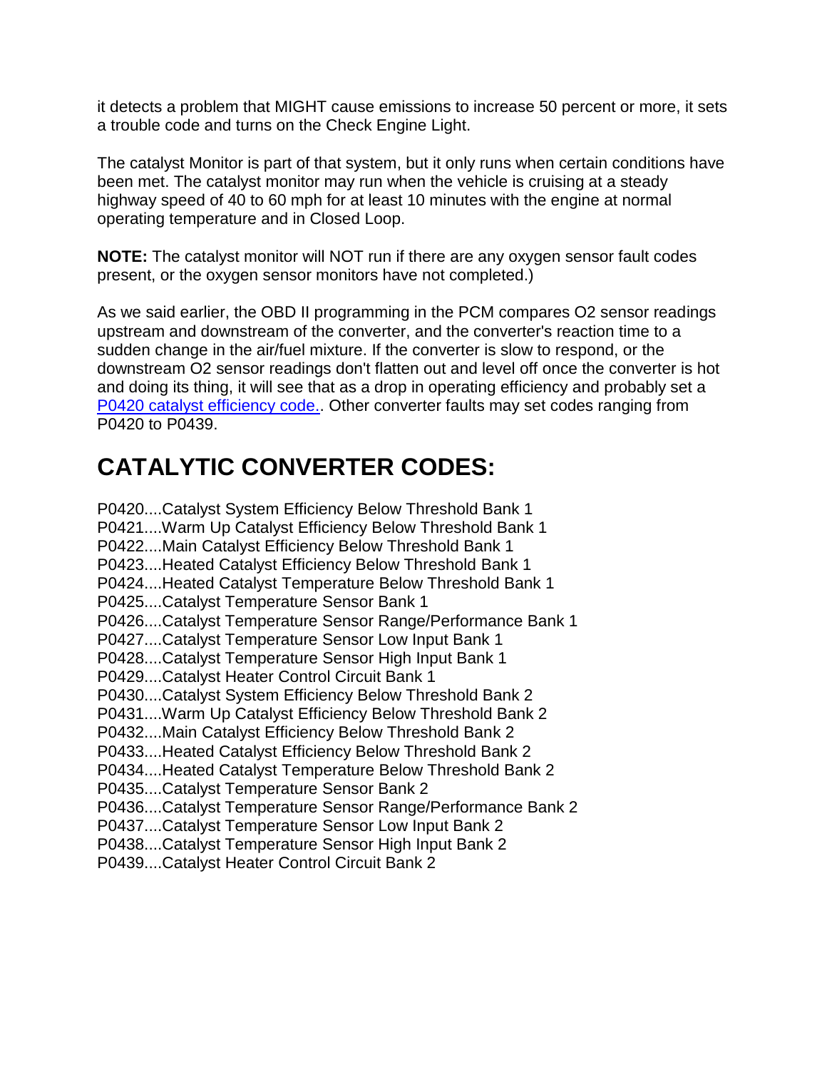it detects a problem that MIGHT cause emissions to increase 50 percent or more, it sets a trouble code and turns on the Check Engine Light.

The catalyst Monitor is part of that system, but it only runs when certain conditions have been met. The catalyst monitor may run when the vehicle is cruising at a steady highway speed of 40 to 60 mph for at least 10 minutes with the engine at normal operating temperature and in Closed Loop.

**NOTE:** The catalyst monitor will NOT run if there are any oxygen sensor fault codes present, or the oxygen sensor monitors have not completed.)

As we said earlier, the OBD II programming in the PCM compares O2 sensor readings upstream and downstream of the converter, and the converter's reaction time to a sudden change in the air/fuel mixture. If the converter is slow to respond, or the downstream O2 sensor readings don't flatten out and level off once the converter is hot and doing its thing, it will see that as a drop in operating efficiency and probably set a P0420 catalyst efficiency code.. Other converter faults may set codes ranging from P0420 to P0439.

# CATALYTIC CONVERTER CODES:

P0420....Catalyst System Efficiency Below Threshold Bank 1
P0421....Warm Up Catalyst Efficiency Below Threshold Bank 1
P0422....Main Catalyst Efficiency Below Threshold Bank 1
P0423....Heated Catalyst Efficiency Below Threshold Bank 1
P0424....Heated Catalyst Temperature Below Threshold Bank 1
P0425....Catalyst Temperature Sensor Bank 1
P0426....Catalyst Temperature Sensor Range/Performance Bank 1
P0427....Catalyst Temperature Sensor Low Input Bank 1
P0428....Catalyst Temperature Sensor High Input Bank 1
P0429....Catalyst Heater Control Circuit Bank 1
P0430....Catalyst System Efficiency Below Threshold Bank 2
P0431....Warm Up Catalyst Efficiency Below Threshold Bank 2
P0432....Main Catalyst Efficiency Below Threshold Bank 2
P0433....Heated Catalyst Efficiency Below Threshold Bank 2
P0434....Heated Catalyst Temperature Below Threshold Bank 2
P0435....Catalyst Temperature Sensor Bank 2
P0436....Catalyst Temperature Sensor Range/Performance Bank 2
P0437....Catalyst Temperature Sensor Low Input Bank 2
P0438....Catalyst Temperature Sensor High Input Bank 2
P0439....Catalyst Heater Control Circuit Bank 2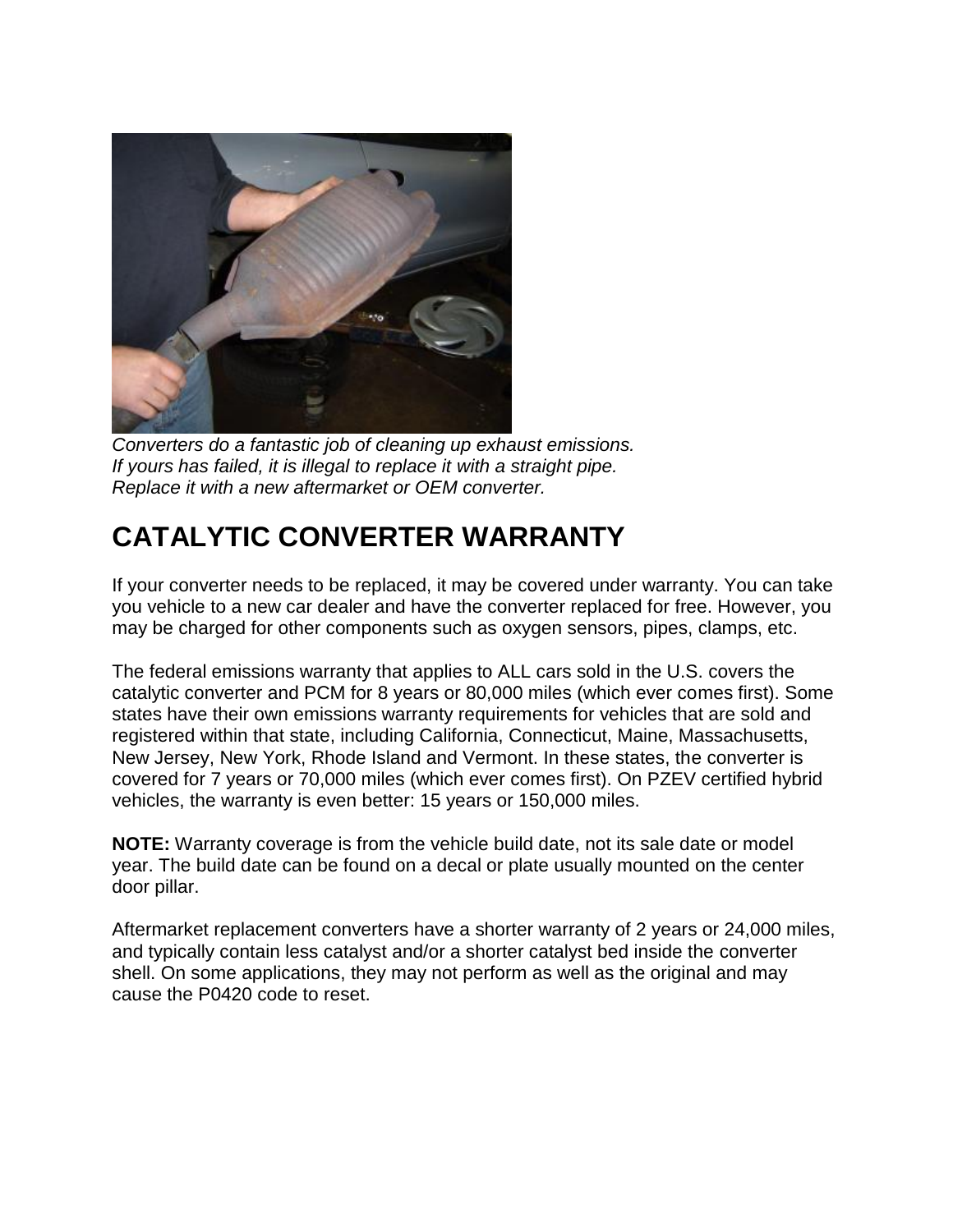*Converters do a fantastic job of cleaning up exhaust emissions.*
*If yours has failed, it is illegal to replace it with a straight pipe.*
*Replace it with a new aftermarket or OEM converter.*

## CATALYTIC CONVERTER WARRANTY

If your converter needs to be replaced, it may be covered under warranty. You can take you vehicle to a new car dealer and have the converter replaced for free. However, you may be charged for other components such as oxygen sensors, pipes, clamps, etc.

The federal emissions warranty that applies to ALL cars sold in the U.S. covers the catalytic converter and PCM for 8 years or 80,000 miles (which ever comes first). Some states have their own emissions warranty requirements for vehicles that are sold and registered within that state, including California, Connecticut, Maine, Massachusetts, New Jersey, New York, Rhode Island and Vermont. In these states, the converter is covered for 7 years or 70,000 miles (which ever comes first). On PZEV certified hybrid vehicles, the warranty is even better: 15 years or 150,000 miles.

**NOTE:** Warranty coverage is from the vehicle build date, not its sale date or model year. The build date can be found on a decal or plate usually mounted on the center door pillar.

Aftermarket replacement converters have a shorter warranty of 2 years or 24,000 miles, and typically contain less catalyst and/or a shorter catalyst bed inside the converter shell. On some applications, they may not perform as well as the original and may cause the P0420 code to reset.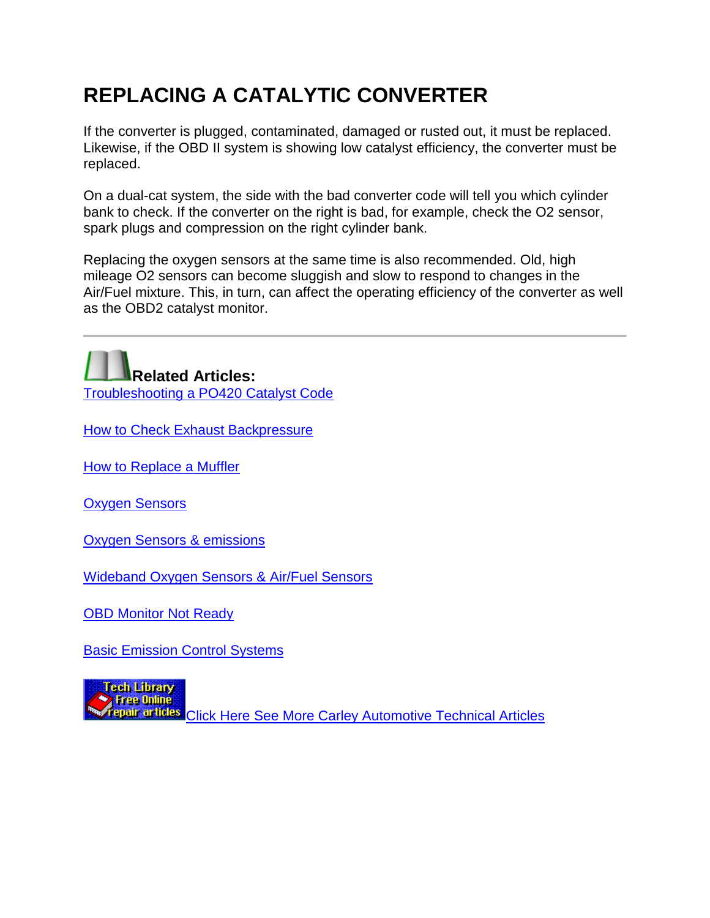# REPLACING A CATALYTIC CONVERTER

If the converter is plugged, contaminated, damaged or rusted out, it must be replaced. Likewise, if the OBD II system is showing low catalyst efficiency, the converter must be replaced.

On a dual-cat system, the side with the bad converter code will tell you which cylinder bank to check. If the converter on the right is bad, for example, check the O2 sensor, spark plugs and compression on the right cylinder bank.

Replacing the oxygen sensors at the same time is also recommended. Old, high mileage O2 sensors can become sluggish and slow to respond to changes in the Air/Fuel mixture. This, in turn, can affect the operating efficiency of the converter as well as the OBD2 catalyst monitor.

---

**Related Articles:**

Troubleshooting a PO420 Catalyst Code

How to Check Exhaust Backpressure

How to Replace a Muffler

Oxygen Sensors

Oxygen Sensors & emissions

Wideband Oxygen Sensors & Air/Fuel Sensors

OBD Monitor Not Ready

Basic Emission Control Systems

Click Here See More Carley Automotive Technical Articles